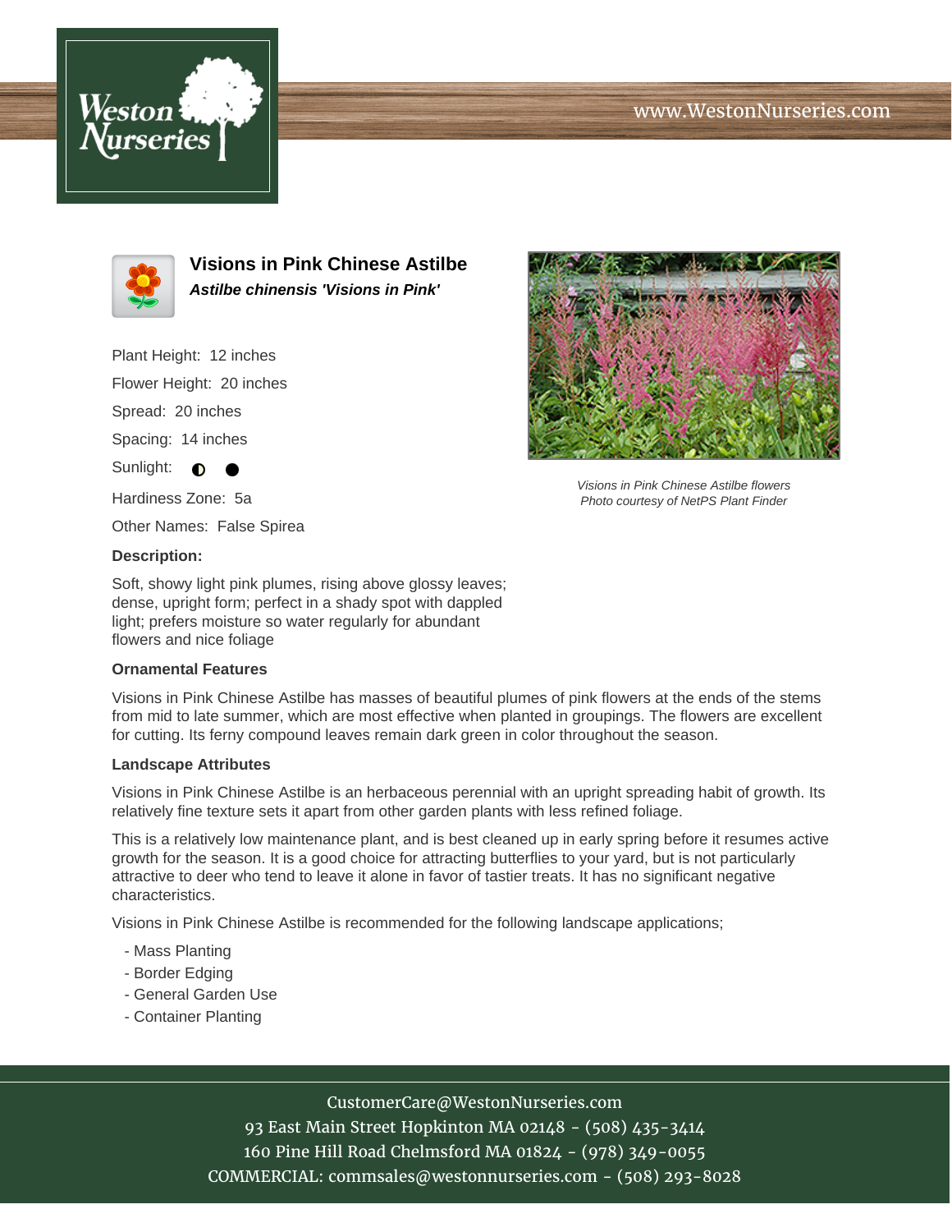# Visions in Pink Chinese Astilbe

***Astilbe chinensis 'Visions in Pink'***

Plant Height: 12 inches

Flower Height: 20 inches

Spread: 20 inches

Spacing: 14 inches

Sunlight: ◐ ●

Hardiness Zone: 5a

Other Names: False Spirea

*Visions in Pink Chinese Astilbe flowers*
*Photo courtesy of NetPS Plant Finder*

**Description:**

Soft, showy light pink plumes, rising above glossy leaves; dense, upright form; perfect in a shady spot with dappled light; prefers moisture so water regularly for abundant flowers and nice foliage

### Ornamental Features

Visions in Pink Chinese Astilbe has masses of beautiful plumes of pink flowers at the ends of the stems from mid to late summer, which are most effective when planted in groupings. The flowers are excellent for cutting. Its ferny compound leaves remain dark green in color throughout the season.

### Landscape Attributes

Visions in Pink Chinese Astilbe is an herbaceous perennial with an upright spreading habit of growth. Its relatively fine texture sets it apart from other garden plants with less refined foliage.

This is a relatively low maintenance plant, and is best cleaned up in early spring before it resumes active growth for the season. It is a good choice for attracting butterflies to your yard, but is not particularly attractive to deer who tend to leave it alone in favor of tastier treats. It has no significant negative characteristics.

Visions in Pink Chinese Astilbe is recommended for the following landscape applications;

- Mass Planting
- Border Edging
- General Garden Use
- Container Planting

CustomerCare@WestonNurseries.com
93 East Main Street Hopkinton MA 02148 - (508) 435-3414
160 Pine Hill Road Chelmsford MA 01824 - (978) 349-0055
COMMERCIAL: commsales@westonnurseries.com - (508) 293-8028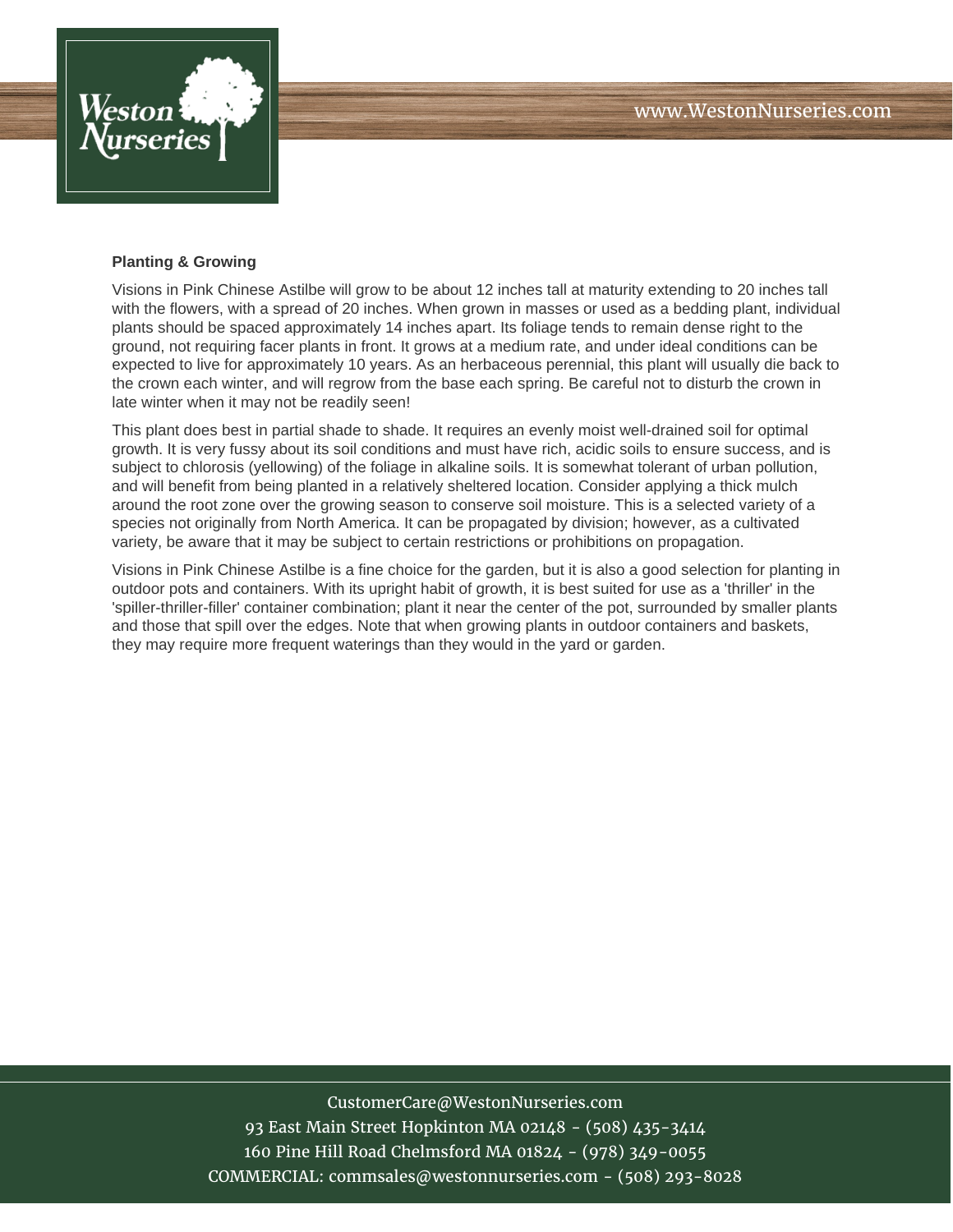### Planting & Growing

Visions in Pink Chinese Astilbe will grow to be about 12 inches tall at maturity extending to 20 inches tall with the flowers, with a spread of 20 inches. When grown in masses or used as a bedding plant, individual plants should be spaced approximately 14 inches apart. Its foliage tends to remain dense right to the ground, not requiring facer plants in front. It grows at a medium rate, and under ideal conditions can be expected to live for approximately 10 years. As an herbaceous perennial, this plant will usually die back to the crown each winter, and will regrow from the base each spring. Be careful not to disturb the crown in late winter when it may not be readily seen!

This plant does best in partial shade to shade. It requires an evenly moist well-drained soil for optimal growth. It is very fussy about its soil conditions and must have rich, acidic soils to ensure success, and is subject to chlorosis (yellowing) of the foliage in alkaline soils. It is somewhat tolerant of urban pollution, and will benefit from being planted in a relatively sheltered location. Consider applying a thick mulch around the root zone over the growing season to conserve soil moisture. This is a selected variety of a species not originally from North America. It can be propagated by division; however, as a cultivated variety, be aware that it may be subject to certain restrictions or prohibitions on propagation.

Visions in Pink Chinese Astilbe is a fine choice for the garden, but it is also a good selection for planting in outdoor pots and containers. With its upright habit of growth, it is best suited for use as a 'thriller' in the 'spiller-thriller-filler' container combination; plant it near the center of the pot, surrounded by smaller plants and those that spill over the edges. Note that when growing plants in outdoor containers and baskets, they may require more frequent waterings than they would in the yard or garden.